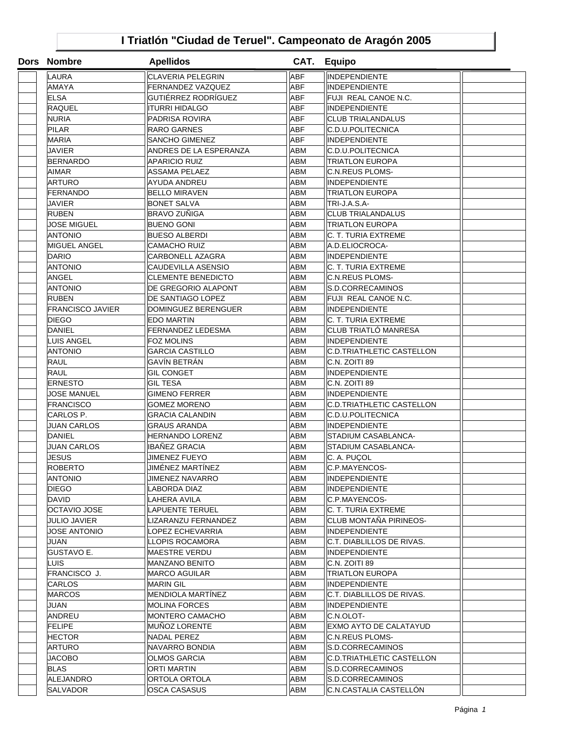# I Triatlón "Ciudad de Teruel". Campeonato de Aragón 2005

| Dors | Nombre | Apellidos | CAT. | Equipo | |
|---|---|---|---|---|---|
| | LAURA | CLAVERIA PELEGRIN | ABF | INDEPENDIENTE | |
| | AMAYA | FERNANDEZ VAZQUEZ | ABF | INDEPENDIENTE | |
| | ELSA | GUTIÉRREZ RODRÍGUEZ | ABF | FUJI REAL CANOE N.C. | |
| | RAQUEL | ITURRI HIDALGO | ABF | INDEPENDIENTE | |
| | NURIA | PADRISA ROVIRA | ABF | CLUB TRIALANDALUS | |
| | PILAR | RARO GARNES | ABF | C.D.U.POLITECNICA | |
| | MARIA | SANCHO GIMENEZ | ABF | INDEPENDIENTE | |
| | JAVIER | ANDRES DE LA ESPERANZA | ABM | C.D.U.POLITECNICA | |
| | BERNARDO | APARICIO RUIZ | ABM | TRIATLON EUROPA | |
| | AIMAR | ASSAMA PELAEZ | ABM | C.N.REUS PLOMS- | |
| | ARTURO | AYUDA ANDREU | ABM | INDEPENDIENTE | |
| | FERNANDO | BELLO MIRAVEN | ABM | TRIATLON EUROPA | |
| | JAVIER | BONET SALVA | ABM | TRI-J.A.S.A- | |
| | RUBEN | BRAVO ZUÑIGA | ABM | CLUB TRIALANDALUS | |
| | JOSE MIGUEL | BUENO GONI | ABM | TRIATLON EUROPA | |
| | ANTONIO | BUESO ALBERDI | ABM | C. T. TURIA EXTREME | |
| | MIGUEL ANGEL | CAMACHO RUIZ | ABM | A.D.ELIOCROCA- | |
| | DARIO | CARBONELL AZAGRA | ABM | INDEPENDIENTE | |
| | ANTONIO | CAUDEVILLA ASENSIO | ABM | C. T. TURIA EXTREME | |
| | ANGEL | CLEMENTE BENEDICTO | ABM | C.N.REUS PLOMS- | |
| | ANTONIO | DE GREGORIO ALAPONT | ABM | S.D.CORRECAMINOS | |
| | RUBEN | DE SANTIAGO LOPEZ | ABM | FUJI REAL CANOE N.C. | |
| | FRANCISCO JAVIER | DOMINGUEZ BERENGUER | ABM | INDEPENDIENTE | |
| | DIEGO | EDO MARTIN | ABM | C. T. TURIA EXTREME | |
| | DANIEL | FERNANDEZ LEDESMA | ABM | CLUB TRIATLÓ MANRESA | |
| | LUIS ANGEL | FOZ MOLINS | ABM | INDEPENDIENTE | |
| | ANTONIO | GARCIA CASTILLO | ABM | C.D.TRIATHLETIC CASTELLON | |
| | RAUL | GAVÍN BETRÁN | ABM | C.N. ZOITI 89 | |
| | RAUL | GIL CONGET | ABM | INDEPENDIENTE | |
| | ERNESTO | GIL TESA | ABM | C.N. ZOITI 89 | |
| | JOSE MANUEL | GIMENO FERRER | ABM | INDEPENDIENTE | |
| | FRANCISCO | GOMEZ MORENO | ABM | C.D.TRIATHLETIC CASTELLON | |
| | CARLOS P. | GRACIA CALANDIN | ABM | C.D.U.POLITECNICA | |
| | JUAN CARLOS | GRAUS ARANDA | ABM | INDEPENDIENTE | |
| | DANIEL | HERNANDO LORENZ | ABM | STADIUM CASABLANCA- | |
| | JUAN CARLOS | IBAÑEZ GRACIA | ABM | STADIUM CASABLANCA- | |
| | JESUS | JIMENEZ FUEYO | ABM | C. A. PUÇOL | |
| | ROBERTO | JIMÉNEZ MARTÍNEZ | ABM | C.P.MAYENCOS- | |
| | ANTONIO | JIMENEZ NAVARRO | ABM | INDEPENDIENTE | |
| | DIEGO | LABORDA DIAZ | ABM | INDEPENDIENTE | |
| | DAVID | LAHERA AVILA | ABM | C.P.MAYENCOS- | |
| | OCTAVIO JOSE | LAPUENTE TERUEL | ABM | C. T. TURIA EXTREME | |
| | JULIO JAVIER | LIZARANZU FERNANDEZ | ABM | CLUB MONTAÑA PIRINEOS- | |
| | JOSE ANTONIO | LOPEZ ECHEVARRIA | ABM | INDEPENDIENTE | |
| | JUAN | LLOPIS ROCAMORA | ABM | C.T. DIABLILLOS DE RIVAS. | |
| | GUSTAVO E. | MAESTRE VERDU | ABM | INDEPENDIENTE | |
| | LUIS | MANZANO BENITO | ABM | C.N. ZOITI 89 | |
| | FRANCISCO J. | MARCO AGUILAR | ABM | TRIATLON EUROPA | |
| | CARLOS | MARIN GIL | ABM | INDEPENDIENTE | |
| | MARCOS | MENDIOLA MARTÍNEZ | ABM | C.T. DIABLILLOS DE RIVAS. | |
| | JUAN | MOLINA FORCES | ABM | INDEPENDIENTE | |
| | ANDREU | MONTERO CAMACHO | ABM | C.N.OLOT- | |
| | FELIPE | MUÑOZ LORENTE | ABM | EXMO AYTO DE CALATAYUD | |
| | HECTOR | NADAL PEREZ | ABM | C.N.REUS PLOMS- | |
| | ARTURO | NAVARRO BONDIA | ABM | S.D.CORRECAMINOS | |
| | JACOBO | OLMOS GARCIA | ABM | C.D.TRIATHLETIC CASTELLON | |
| | BLAS | ORTI MARTIN | ABM | S.D.CORRECAMINOS | |
| | ALEJANDRO | ORTOLA ORTOLA | ABM | S.D.CORRECAMINOS | |
| | SALVADOR | OSCA CASASUS | ABM | C.N.CASTALIA CASTELLÓN | |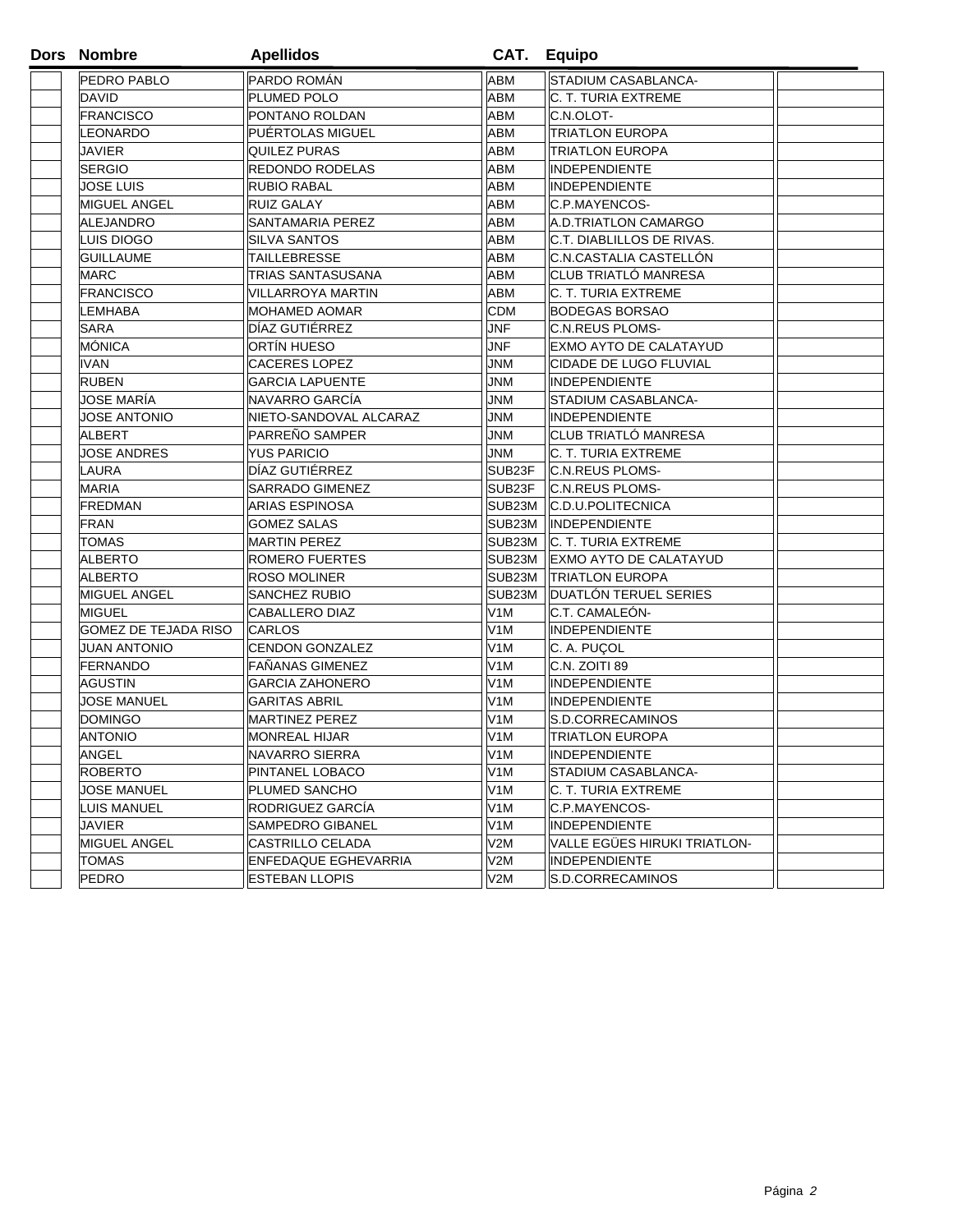| Dors | Nombre | Apellidos | CAT. | Equipo | |
|---|---|---|---|---|---|
| | PEDRO PABLO | PARDO ROMÁN | ABM | STADIUM CASABLANCA- | |
| | DAVID | PLUMED POLO | ABM | C. T. TURIA EXTREME | |
| | FRANCISCO | PONTANO ROLDAN | ABM | C.N.OLOT- | |
| | LEONARDO | PUÉRTOLAS MIGUEL | ABM | TRIATLON EUROPA | |
| | JAVIER | QUILEZ PURAS | ABM | TRIATLON EUROPA | |
| | SERGIO | REDONDO RODELAS | ABM | INDEPENDIENTE | |
| | JOSE LUIS | RUBIO RABAL | ABM | INDEPENDIENTE | |
| | MIGUEL ANGEL | RUIZ GALAY | ABM | C.P.MAYENCOS- | |
| | ALEJANDRO | SANTAMARIA PEREZ | ABM | A.D.TRIATLON CAMARGO | |
| | LUIS DIOGO | SILVA SANTOS | ABM | C.T. DIABLILLOS DE RIVAS. | |
| | GUILLAUME | TAILLEBRESSE | ABM | C.N.CASTALIA CASTELLÓN | |
| | MARC | TRIAS SANTASUSANA | ABM | CLUB TRIATLÓ MANRESA | |
| | FRANCISCO | VILLARROYA MARTIN | ABM | C. T. TURIA EXTREME | |
| | LEMHABA | MOHAMED AOMAR | CDM | BODEGAS BORSAO | |
| | SARA | DÍAZ GUTIÉRREZ | JNF | C.N.REUS PLOMS- | |
| | MÓNICA | ORTÍN HUESO | JNF | EXMO AYTO DE CALATAYUD | |
| | IVAN | CACERES LOPEZ | JNM | CIDADE DE LUGO FLUVIAL | |
| | RUBEN | GARCIA LAPUENTE | JNM | INDEPENDIENTE | |
| | JOSE MARÍA | NAVARRO GARCÍA | JNM | STADIUM CASABLANCA- | |
| | JOSE ANTONIO | NIETO-SANDOVAL ALCARAZ | JNM | INDEPENDIENTE | |
| | ALBERT | PARREÑO SAMPER | JNM | CLUB TRIATLÓ MANRESA | |
| | JOSE ANDRES | YUS PARICIO | JNM | C. T. TURIA EXTREME | |
| | LAURA | DÍAZ GUTIÉRREZ | SUB23F | C.N.REUS PLOMS- | |
| | MARIA | SARRADO GIMENEZ | SUB23F | C.N.REUS PLOMS- | |
| | FREDMAN | ARIAS ESPINOSA | SUB23M | C.D.U.POLITECNICA | |
| | FRAN | GOMEZ SALAS | SUB23M | INDEPENDIENTE | |
| | TOMAS | MARTIN PEREZ | SUB23M | C. T. TURIA EXTREME | |
| | ALBERTO | ROMERO FUERTES | SUB23M | EXMO AYTO DE CALATAYUD | |
| | ALBERTO | ROSO MOLINER | SUB23M | TRIATLON EUROPA | |
| | MIGUEL ANGEL | SANCHEZ RUBIO | SUB23M | DUATLÓN TERUEL SERIES | |
| | MIGUEL | CABALLERO DIAZ | V1M | C.T. CAMALEÓN- | |
| | GOMEZ DE TEJADA RISO | CARLOS | V1M | INDEPENDIENTE | |
| | JUAN ANTONIO | CENDON GONZALEZ | V1M | C. A. PUÇOL | |
| | FERNANDO | FAÑANAS GIMENEZ | V1M | C.N. ZOITI 89 | |
| | AGUSTIN | GARCIA ZAHONERO | V1M | INDEPENDIENTE | |
| | JOSE MANUEL | GARITAS ABRIL | V1M | INDEPENDIENTE | |
| | DOMINGO | MARTINEZ PEREZ | V1M | S.D.CORRECAMINOS | |
| | ANTONIO | MONREAL HIJAR | V1M | TRIATLON EUROPA | |
| | ANGEL | NAVARRO SIERRA | V1M | INDEPENDIENTE | |
| | ROBERTO | PINTANEL LOBACO | V1M | STADIUM CASABLANCA- | |
| | JOSE MANUEL | PLUMED SANCHO | V1M | C. T. TURIA EXTREME | |
| | LUIS MANUEL | RODRIGUEZ GARCÍA | V1M | C.P.MAYENCOS- | |
| | JAVIER | SAMPEDRO GIBANEL | V1M | INDEPENDIENTE | |
| | MIGUEL ANGEL | CASTRILLO CELADA | V2M | VALLE EGÜES HIRUKI TRIATLON- | |
| | TOMAS | ENFEDAQUE EGHEVARRIA | V2M | INDEPENDIENTE | |
| | PEDRO | ESTEBAN LLOPIS | V2M | S.D.CORRECAMINOS | |